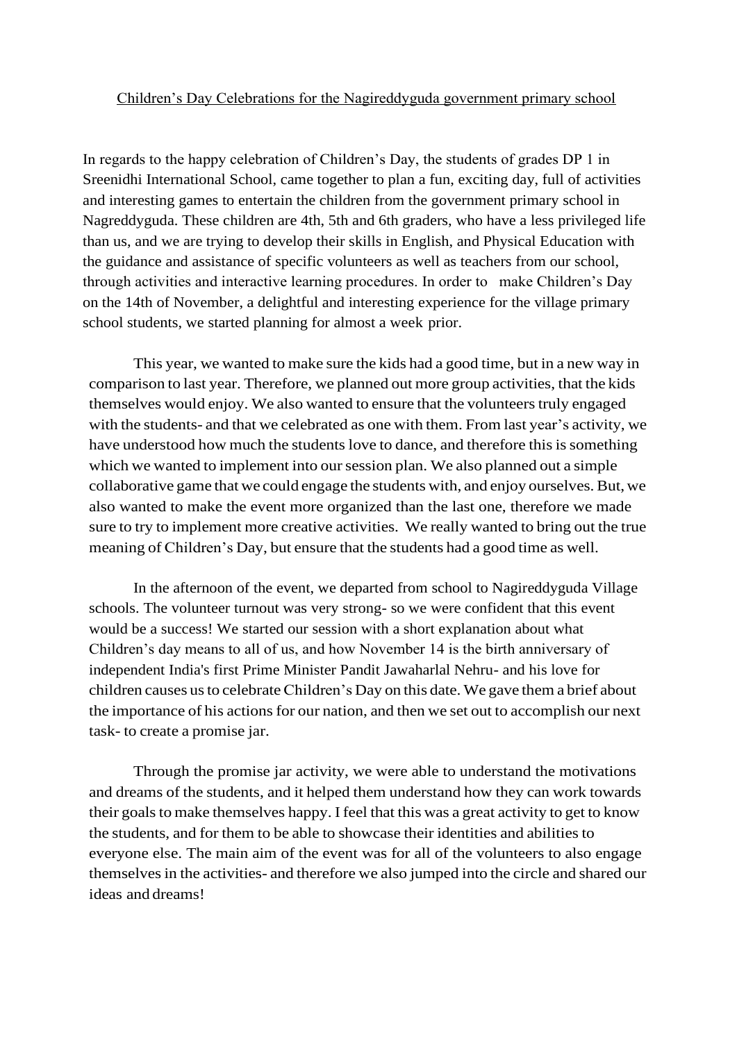Children's Day Celebrations for the Nagireddyguda government primary school

In regards to the happy celebration of Children's Day, the students of grades DP 1 in Sreenidhi International School, came together to plan a fun, exciting day, full of activities and interesting games to entertain the children from the government primary school in Nagreddyguda. These children are 4th, 5th and 6th graders, who have a less privileged life than us, and we are trying to develop their skills in English, and Physical Education with the guidance and assistance of specific volunteers as well as teachers from our school, through activities and interactive learning procedures. In order to make Children's Day on the 14th of November, a delightful and interesting experience for the village primary school students, we started planning for almost a week prior.

This year, we wanted to make sure the kids had a good time, but in a new way in comparison to last year. Therefore, we planned out more group activities, that the kids themselves would enjoy. We also wanted to ensure that the volunteers truly engaged with the students- and that we celebrated as one with them. From last year's activity, we have understood how much the students love to dance, and therefore this is something which we wanted to implement into our session plan. We also planned out a simple collaborative game that we could engage the students with, and enjoy ourselves. But, we also wanted to make the event more organized than the last one, therefore we made sure to try to implement more creative activities. We really wanted to bring out the true meaning of Children's Day, but ensure that the students had a good time as well.

In the afternoon of the event, we departed from school to Nagireddyguda Village schools. The volunteer turnout was very strong- so we were confident that this event would be a success! We started our session with a short explanation about what Children's day means to all of us, and how November 14 is the birth anniversary of independent India's first Prime Minister Pandit Jawaharlal Nehru- and his love for children causes us to celebrate Children's Day on this date. We gave them a brief about the importance of his actions for our nation, and then we set out to accomplish our next task- to create a promise jar.

Through the promise jar activity, we were able to understand the motivations and dreams of the students, and it helped them understand how they can work towards their goals to make themselves happy. I feel that this was a great activity to get to know the students, and for them to be able to showcase their identities and abilities to everyone else. The main aim of the event was for all of the volunteers to also engage themselves in the activities- and therefore we also jumped into the circle and shared our ideas and dreams!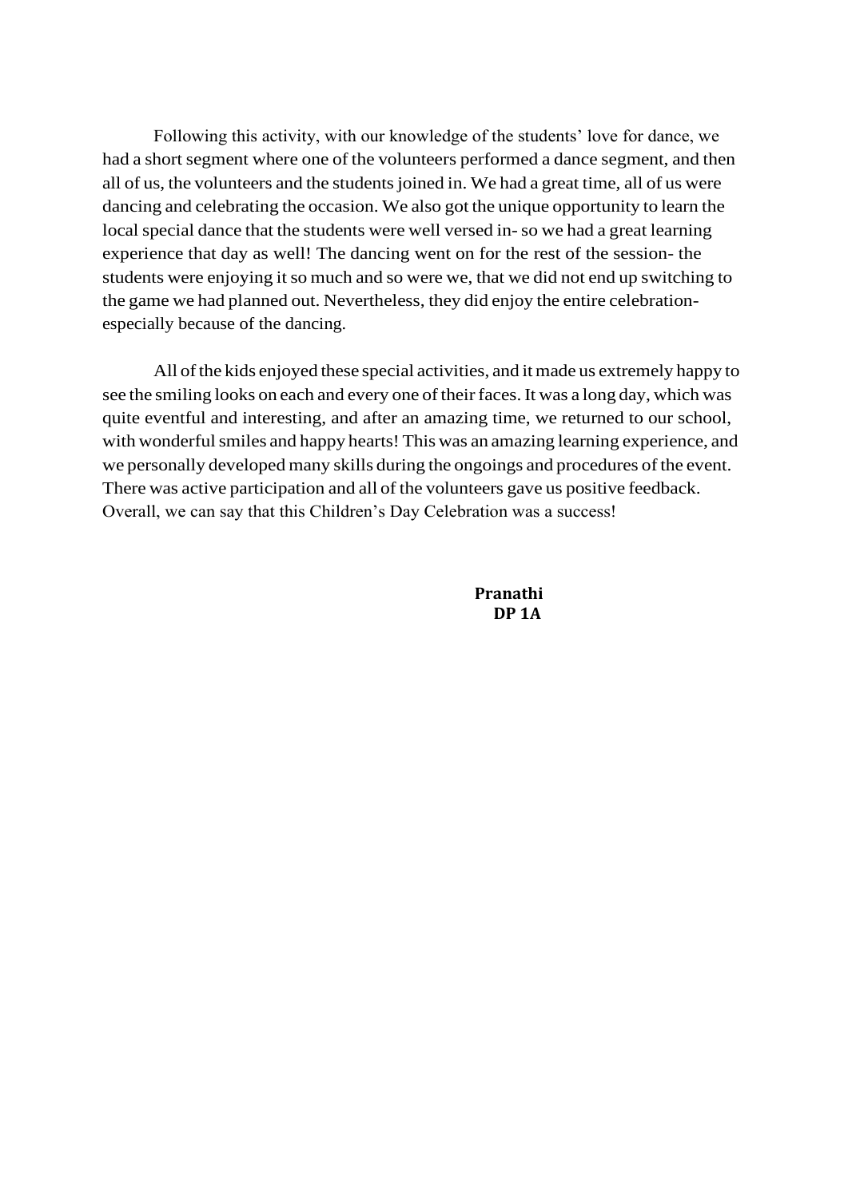Following this activity, with our knowledge of the students' love for dance, we had a short segment where one of the volunteers performed a dance segment, and then all of us, the volunteers and the students joined in. We had a great time, all of us were dancing and celebrating the occasion. We also got the unique opportunity to learn the local special dance that the students were well versed in- so we had a great learning experience that day as well! The dancing went on for the rest of the session- the students were enjoying it so much and so were we, that we did not end up switching to the game we had planned out. Nevertheless, they did enjoy the entire celebration- especially because of the dancing.

All of the kids enjoyed these special activities, and it made us extremely happy to see the smiling looks on each and every one of their faces. It was a long day, which was quite eventful and interesting, and after an amazing time, we returned to our school, with wonderful smiles and happy hearts! This was an amazing learning experience, and we personally developed many skills during the ongoings and procedures of the event. There was active participation and all of the volunteers gave us positive feedback. Overall, we can say that this Children's Day Celebration was a success!

**Pranathi**
**DP 1A**